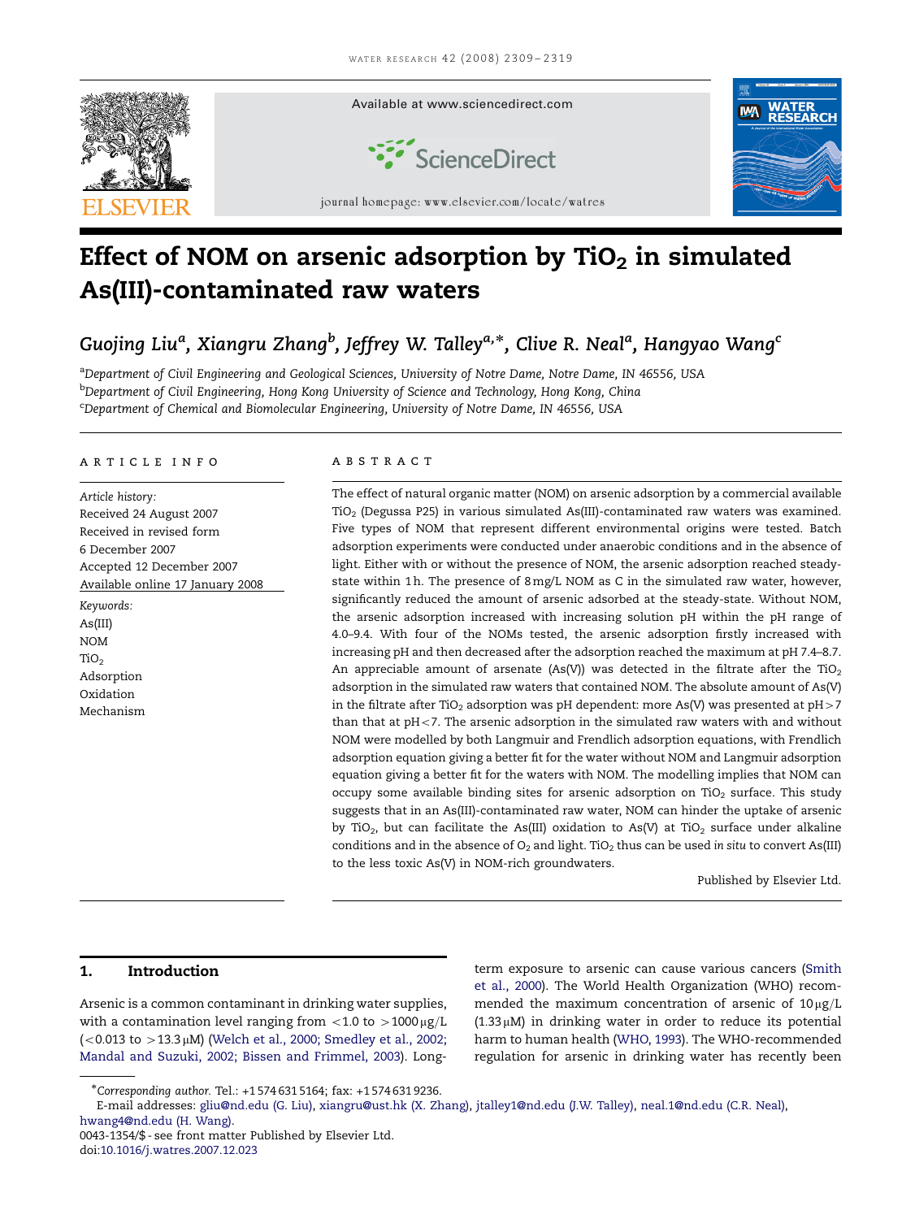# Effect of NOM on arsenic adsorption by $TiO_2$ in simulated As(III)-contaminated raw waters

Guojing Liu[a], Xiangru Zhang[b], Jeffrey W. Talley[a,*], Clive R. Neal[a], Hangyao Wang[c]

[a]Department of Civil Engineering and Geological Sciences, University of Notre Dame, Notre Dame, IN 46556, USA
[b]Department of Civil Engineering, Hong Kong University of Science and Technology, Hong Kong, China
[c]Department of Chemical and Biomolecular Engineering, University of Notre Dame, IN 46556, USA

## ARTICLE INFO

*Article history:*
Received 24 August 2007
Received in revised form
6 December 2007
Accepted 12 December 2007
Available online 17 January 2008

*Keywords:*
As(III)
NOM
$TiO_2$
Adsorption
Oxidation
Mechanism

## ABSTRACT

The effect of natural organic matter (NOM) on arsenic adsorption by a commercial available $TiO_2$ (Degussa P25) in various simulated As(III)-contaminated raw waters was examined. Five types of NOM that represent different environmental origins were tested. Batch adsorption experiments were conducted under anaerobic conditions and in the absence of light. Either with or without the presence of NOM, the arsenic adsorption reached steady-state within 1 h. The presence of 8 mg/L NOM as C in the simulated raw water, however, significantly reduced the amount of arsenic adsorbed at the steady-state. Without NOM, the arsenic adsorption increased with increasing solution pH within the pH range of 4.0–9.4. With four of the NOMs tested, the arsenic adsorption firstly increased with increasing pH and then decreased after the adsorption reached the maximum at pH 7.4–8.7. An appreciable amount of arsenate (As(V)) was detected in the filtrate after the $TiO_2$ adsorption in the simulated raw waters that contained NOM. The absolute amount of As(V) in the filtrate after $TiO_2$ adsorption was pH dependent: more As(V) was presented at pH > 7 than that at pH < 7. The arsenic adsorption in the simulated raw waters with and without NOM were modelled by both Langmuir and Frendlich adsorption equations, with Frendlich adsorption equation giving a better fit for the water without NOM and Langmuir adsorption equation giving a better fit for the waters with NOM. The modelling implies that NOM can occupy some available binding sites for arsenic adsorption on $TiO_2$ surface. This study suggests that in an As(III)-contaminated raw water, NOM can hinder the uptake of arsenic by $TiO_2$, but can facilitate the As(III) oxidation to As(V) at $TiO_2$ surface under alkaline conditions and in the absence of $O_2$ and light. $TiO_2$ thus can be used *in situ* to convert As(III) to the less toxic As(V) in NOM-rich groundwaters.

Published by Elsevier Ltd.

## 1. Introduction

Arsenic is a common contaminant in drinking water supplies, with a contamination level ranging from <1.0 to >1000 μg/L (<0.013 to >13.3 μM) (Welch et al., 2000; Smedley et al., 2002; Mandal and Suzuki, 2002; Bissen and Frimmel, 2003). Long-term exposure to arsenic can cause various cancers (Smith et al., 2000). The World Health Organization (WHO) recommended the maximum concentration of arsenic of 10 μg/L (1.33 μM) in drinking water in order to reduce its potential harm to human health (WHO, 1993). The WHO-recommended regulation for arsenic in drinking water has recently been

*Corresponding author. Tel.: +1 574 631 5164; fax: +1 574 631 9236.
E-mail addresses: gliu@nd.edu (G. Liu), xiangru@ust.hk (X. Zhang), jtalley1@nd.edu (J.W. Talley), neal.1@nd.edu (C.R. Neal), hwang4@nd.edu (H. Wang).
0043-1354/$ - see front matter Published by Elsevier Ltd.
doi:10.1016/j.watres.2007.12.023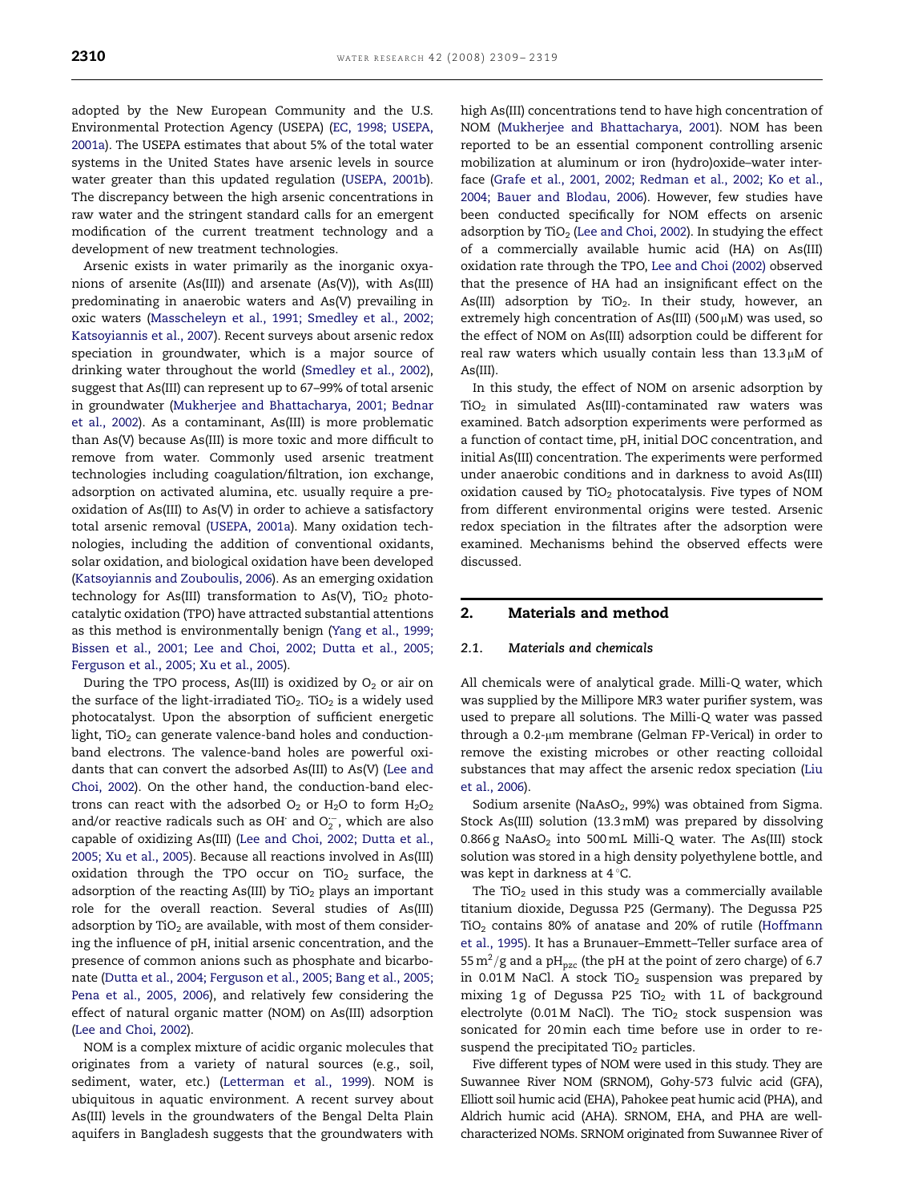adopted by the New European Community and the U.S. Environmental Protection Agency (USEPA) (EC, 1998; USEPA, 2001a). The USEPA estimates that about 5% of the total water systems in the United States have arsenic levels in source water greater than this updated regulation (USEPA, 2001b). The discrepancy between the high arsenic concentrations in raw water and the stringent standard calls for an emergent modification of the current treatment technology and a development of new treatment technologies.

Arsenic exists in water primarily as the inorganic oxyanions of arsenite (As(III)) and arsenate (As(V)), with As(III) predominating in anaerobic waters and As(V) prevailing in oxic waters (Masscheleyn et al., 1991; Smedley et al., 2002; Katsoyiannis et al., 2007). Recent surveys about arsenic redox speciation in groundwater, which is a major source of drinking water throughout the world (Smedley et al., 2002), suggest that As(III) can represent up to 67–99% of total arsenic in groundwater (Mukherjee and Bhattacharya, 2001; Bednar et al., 2002). As a contaminant, As(III) is more problematic than As(V) because As(III) is more toxic and more difficult to remove from water. Commonly used arsenic treatment technologies including coagulation/filtration, ion exchange, adsorption on activated alumina, etc. usually require a preoxidation of As(III) to As(V) in order to achieve a satisfactory total arsenic removal (USEPA, 2001a). Many oxidation technologies, including the addition of conventional oxidants, solar oxidation, and biological oxidation have been developed (Katsoyiannis and Zouboulis, 2006). As an emerging oxidation technology for As(III) transformation to As(V), $TiO_2$ photocatalytic oxidation (TPO) have attracted substantial attentions as this method is environmentally benign (Yang et al., 1999; Bissen et al., 2001; Lee and Choi, 2002; Dutta et al., 2005; Ferguson et al., 2005; Xu et al., 2005).

During the TPO process, As(III) is oxidized by $O_2$ or air on the surface of the light-irradiated $TiO_2$. $TiO_2$ is a widely used photocatalyst. Upon the absorption of sufficient energetic light, $TiO_2$ can generate valence-band holes and conduction-band electrons. The valence-band holes are powerful oxidants that can convert the adsorbed As(III) to As(V) (Lee and Choi, 2002). On the other hand, the conduction-band electrons can react with the adsorbed $O_2$ or $H_2O$ to form $H_2O_2$ and/or reactive radicals such as $OH^{\cdot}$ and $O_2^{\cdot-}$, which are also capable of oxidizing As(III) (Lee and Choi, 2002; Dutta et al., 2005; Xu et al., 2005). Because all reactions involved in As(III) oxidation through the TPO occur on $TiO_2$ surface, the adsorption of the reacting As(III) by $TiO_2$ plays an important role for the overall reaction. Several studies of As(III) adsorption by $TiO_2$ are available, with most of them considering the influence of pH, initial arsenic concentration, and the presence of common anions such as phosphate and bicarbonate (Dutta et al., 2004; Ferguson et al., 2005; Bang et al., 2005; Pena et al., 2005, 2006), and relatively few considering the effect of natural organic matter (NOM) on As(III) adsorption (Lee and Choi, 2002).

NOM is a complex mixture of acidic organic molecules that originates from a variety of natural sources (e.g., soil, sediment, water, etc.) (Letterman et al., 1999). NOM is ubiquitous in aquatic environment. A recent survey about As(III) levels in the groundwaters of the Bengal Delta Plain aquifers in Bangladesh suggests that the groundwaters with high As(III) concentrations tend to have high concentration of NOM (Mukherjee and Bhattacharya, 2001). NOM has been reported to be an essential component controlling arsenic mobilization at aluminum or iron (hydro)oxide–water interface (Grafe et al., 2001, 2002; Redman et al., 2002; Ko et al., 2004; Bauer and Blodau, 2006). However, few studies have been conducted specifically for NOM effects on arsenic adsorption by $TiO_2$ (Lee and Choi, 2002). In studying the effect of a commercially available humic acid (HA) on As(III) oxidation rate through the TPO, Lee and Choi (2002) observed that the presence of HA had an insignificant effect on the As(III) adsorption by $TiO_2$. In their study, however, an extremely high concentration of As(III) (500 μM) was used, so the effect of NOM on As(III) adsorption could be different for real raw waters which usually contain less than 13.3 μM of As(III).

In this study, the effect of NOM on arsenic adsorption by $TiO_2$ in simulated As(III)-contaminated raw waters was examined. Batch adsorption experiments were performed as a function of contact time, pH, initial DOC concentration, and initial As(III) concentration. The experiments were performed under anaerobic conditions and in darkness to avoid As(III) oxidation caused by $TiO_2$ photocatalysis. Five types of NOM from different environmental origins were tested. Arsenic redox speciation in the filtrates after the adsorption were examined. Mechanisms behind the observed effects were discussed.

## 2. Materials and method

### 2.1. Materials and chemicals

All chemicals were of analytical grade. Milli-Q water, which was supplied by the Millipore MR3 water purifier system, was used to prepare all solutions. The Milli-Q water was passed through a 0.2-μm membrane (Gelman FP-Verical) in order to remove the existing microbes or other reacting colloidal substances that may affect the arsenic redox speciation (Liu et al., 2006).

Sodium arsenite ($NaAsO_2$, 99%) was obtained from Sigma. Stock As(III) solution (13.3 mM) was prepared by dissolving 0.866 g $NaAsO_2$ into 500 mL Milli-Q water. The As(III) stock solution was stored in a high density polyethylene bottle, and was kept in darkness at 4 °C.

The $TiO_2$ used in this study was a commercially available titanium dioxide, Degussa P25 (Germany). The Degussa P25 $TiO_2$ contains 80% of anatase and 20% of rutile (Hoffmann et al., 1995). It has a Brunauer–Emmett–Teller surface area of 55 $m^2/g$ and a $pH_{pzc}$ (the pH at the point of zero charge) of 6.7 in 0.01 M NaCl. A stock $TiO_2$ suspension was prepared by mixing 1 g of Degussa P25 $TiO_2$ with 1 L of background electrolyte (0.01 M NaCl). The $TiO_2$ stock suspension was sonicated for 20 min each time before use in order to re-suspend the precipitated $TiO_2$ particles.

Five different types of NOM were used in this study. They are Suwannee River NOM (SRNOM), Gohy-573 fulvic acid (GFA), Elliott soil humic acid (EHA), Pahokee peat humic acid (PHA), and Aldrich humic acid (AHA). SRNOM, EHA, and PHA are well-characterized NOMs. SRNOM originated from Suwannee River of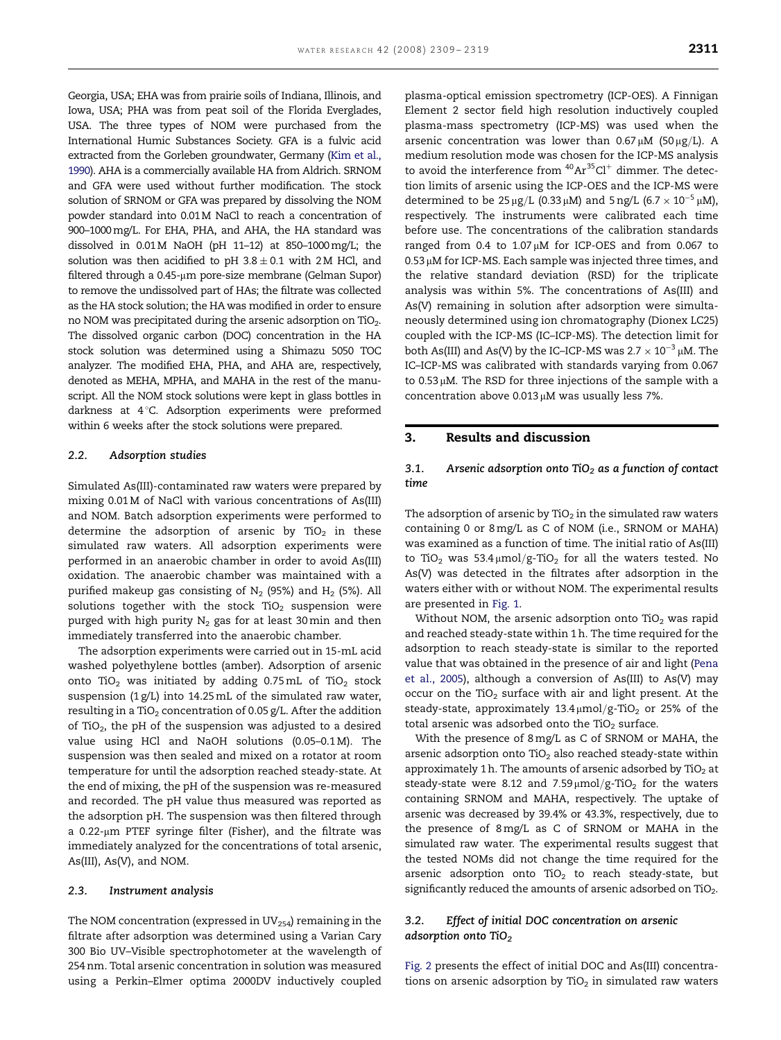Georgia, USA; EHA was from prairie soils of Indiana, Illinois, and Iowa, USA; PHA was from peat soil of the Florida Everglades, USA. The three types of NOM were purchased from the International Humic Substances Society. GFA is a fulvic acid extracted from the Gorleben groundwater, Germany (Kim et al., 1990). AHA is a commercially available HA from Aldrich. SRNOM and GFA were used without further modification. The stock solution of SRNOM or GFA was prepared by dissolving the NOM powder standard into 0.01 M NaCl to reach a concentration of 900–1000 mg/L. For EHA, PHA, and AHA, the HA standard was dissolved in 0.01 M NaOH (pH 11–12) at 850–1000 mg/L; the solution was then acidified to pH $3.8 \pm 0.1$ with 2 M HCl, and filtered through a 0.45-μm pore-size membrane (Gelman Supor) to remove the undissolved part of HAs; the filtrate was collected as the HA stock solution; the HA was modified in order to ensure no NOM was precipitated during the arsenic adsorption on $TiO_2$. The dissolved organic carbon (DOC) concentration in the HA stock solution was determined using a Shimazu 5050 TOC analyzer. The modified EHA, PHA, and AHA are, respectively, denoted as MEHA, MPHA, and MAHA in the rest of the manuscript. All the NOM stock solutions were kept in glass bottles in darkness at 4 °C. Adsorption experiments were preformed within 6 weeks after the stock solutions were prepared.

### 2.2. Adsorption studies

Simulated As(III)-contaminated raw waters were prepared by mixing 0.01 M of NaCl with various concentrations of As(III) and NOM. Batch adsorption experiments were performed to determine the adsorption of arsenic by $TiO_2$ in these simulated raw waters. All adsorption experiments were performed in an anaerobic chamber in order to avoid As(III) oxidation. The anaerobic chamber was maintained with a purified makeup gas consisting of $N_2$ (95%) and $H_2$ (5%). All solutions together with the stock $TiO_2$ suspension were purged with high purity $N_2$ gas for at least 30 min and then immediately transferred into the anaerobic chamber.

The adsorption experiments were carried out in 15-mL acid washed polyethylene bottles (amber). Adsorption of arsenic onto $TiO_2$ was initiated by adding 0.75 mL of $TiO_2$ stock suspension (1 g/L) into 14.25 mL of the simulated raw water, resulting in a $TiO_2$ concentration of 0.05 g/L. After the addition of $TiO_2$, the pH of the suspension was adjusted to a desired value using HCl and NaOH solutions (0.05–0.1 M). The suspension was then sealed and mixed on a rotator at room temperature for until the adsorption reached steady-state. At the end of mixing, the pH of the suspension was re-measured and recorded. The pH value thus measured was reported as the adsorption pH. The suspension was then filtered through a 0.22-μm PTEF syringe filter (Fisher), and the filtrate was immediately analyzed for the concentrations of total arsenic, As(III), As(V), and NOM.

### 2.3. Instrument analysis

The NOM concentration (expressed in $UV_{254}$) remaining in the filtrate after adsorption was determined using a Varian Cary 300 Bio UV–Visible spectrophotometer at the wavelength of 254 nm. Total arsenic concentration in solution was measured using a Perkin–Elmer optima 2000DV inductively coupled plasma-optical emission spectrometry (ICP-OES). A Finnigan Element 2 sector field high resolution inductively coupled plasma-mass spectrometry (ICP-MS) was used when the arsenic concentration was lower than 0.67 μM (50 μg/L). A medium resolution mode was chosen for the ICP-MS analysis to avoid the interference from $^{40}Ar^{35}Cl^{+}$ dimmer. The detection limits of arsenic using the ICP-OES and the ICP-MS were determined to be 25 μg/L (0.33 μM) and 5 ng/L ($6.7 \times 10^{-5}$ μM), respectively. The instruments were calibrated each time before use. The concentrations of the calibration standards ranged from 0.4 to 1.07 μM for ICP-OES and from 0.067 to 0.53 μM for ICP-MS. Each sample was injected three times, and the relative standard deviation (RSD) for the triplicate analysis was within 5%. The concentrations of As(III) and As(V) remaining in solution after adsorption were simultaneously determined using ion chromatography (Dionex LC25) coupled with the ICP-MS (IC–ICP-MS). The detection limit for both As(III) and As(V) by the IC–ICP-MS was $2.7 \times 10^{-3}$ μM. The IC–ICP-MS was calibrated with standards varying from 0.067 to 0.53 μM. The RSD for three injections of the sample with a concentration above 0.013 μM was usually less 7%.

## 3. Results and discussion

### 3.1. Arsenic adsorption onto $TiO_2$ as a function of contact time

The adsorption of arsenic by $TiO_2$ in the simulated raw waters containing 0 or 8 mg/L as C of NOM (i.e., SRNOM or MAHA) was examined as a function of time. The initial ratio of As(III) to $TiO_2$ was 53.4 μmol/g-$TiO_2$ for all the waters tested. No As(V) was detected in the filtrates after adsorption in the waters either with or without NOM. The experimental results are presented in Fig. 1.

Without NOM, the arsenic adsorption onto $TiO_2$ was rapid and reached steady-state within 1 h. The time required for the adsorption to reach steady-state is similar to the reported value that was obtained in the presence of air and light (Pena et al., 2005), although a conversion of As(III) to As(V) may occur on the $TiO_2$ surface with air and light present. At the steady-state, approximately 13.4 μmol/g-$TiO_2$ or 25% of the total arsenic was adsorbed onto the $TiO_2$ surface.

With the presence of 8 mg/L as C of SRNOM or MAHA, the arsenic adsorption onto $TiO_2$ also reached steady-state within approximately 1 h. The amounts of arsenic adsorbed by $TiO_2$ at steady-state were 8.12 and 7.59 μmol/g-$TiO_2$ for the waters containing SRNOM and MAHA, respectively. The uptake of arsenic was decreased by 39.4% or 43.3%, respectively, due to the presence of 8 mg/L as C of SRNOM or MAHA in the simulated raw water. The experimental results suggest that the tested NOMs did not change the time required for the arsenic adsorption onto $TiO_2$ to reach steady-state, but significantly reduced the amounts of arsenic adsorbed on $TiO_2$.

### 3.2. Effect of initial DOC concentration on arsenic adsorption onto $TiO_2$

Fig. 2 presents the effect of initial DOC and As(III) concentrations on arsenic adsorption by $TiO_2$ in simulated raw waters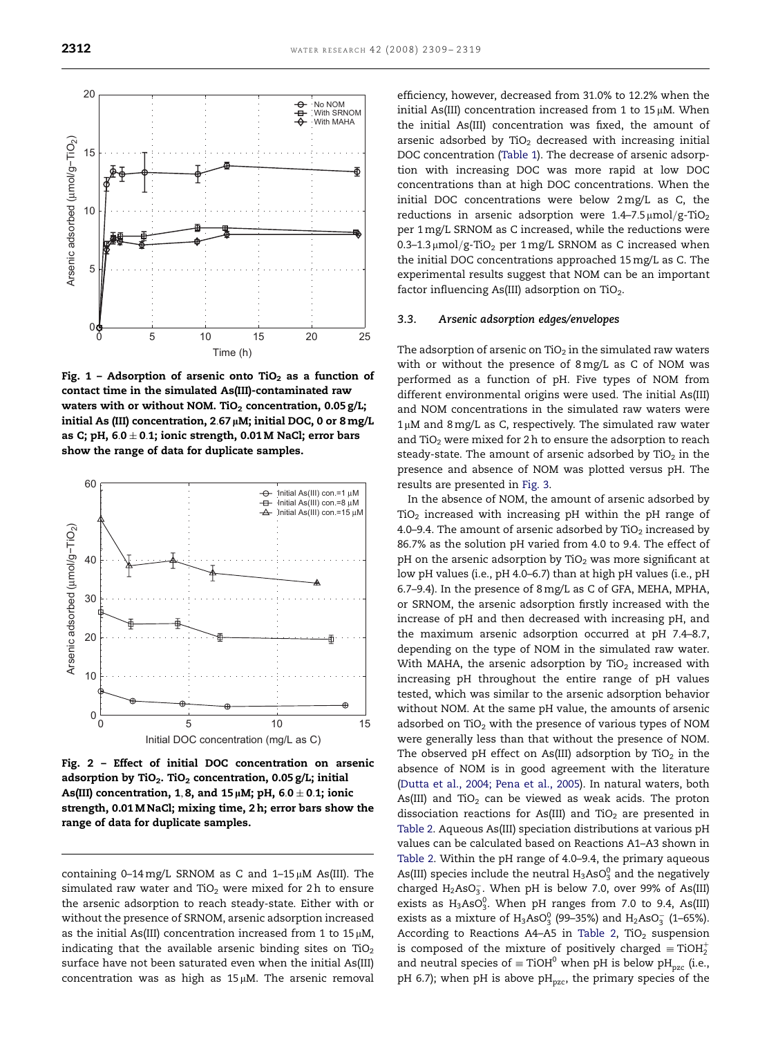Fig. 1 – Adsorption of arsenic onto $TiO_2$ as a function of contact time in the simulated As(III)-contaminated raw waters with or without NOM. $TiO_2$ concentration, 0.05 g/L; initial As (III) concentration, 2.67 μM; initial DOC, 0 or 8 mg/L as C; pH, 6.0 ± 0.1; ionic strength, 0.01 M NaCl; error bars show the range of data for duplicate samples.

Fig. 2 – Effect of initial DOC concentration on arsenic adsorption by $TiO_2$. $TiO_2$ concentration, 0.05 g/L; initial As(III) concentration, 1, 8, and 15 μM; pH, 6.0 ± 0.1; ionic strength, 0.01 M NaCl; mixing time, 2 h; error bars show the range of data for duplicate samples.

containing 0–14 mg/L SRNOM as C and 1–15 μM As(III). The simulated raw water and $TiO_2$ were mixed for 2 h to ensure the arsenic adsorption to reach steady-state. Either with or without the presence of SRNOM, arsenic adsorption increased as the initial As(III) concentration increased from 1 to 15 μM, indicating that the available arsenic binding sites on $TiO_2$ surface have not been saturated even when the initial As(III) concentration was as high as 15 μM. The arsenic removal efficiency, however, decreased from 31.0% to 12.2% when the initial As(III) concentration increased from 1 to 15 μM. When the initial As(III) concentration was fixed, the amount of arsenic adsorbed by $TiO_2$ decreased with increasing initial DOC concentration (Table 1). The decrease of arsenic adsorption with increasing DOC was more rapid at low DOC concentrations than at high DOC concentrations. When the initial DOC concentrations were below 2 mg/L as C, the reductions in arsenic adsorption were 1.4–7.5 μmol/g-$TiO_2$ per 1 mg/L SRNOM as C increased, while the reductions were 0.3–1.3 μmol/g-$TiO_2$ per 1 mg/L SRNOM as C increased when the initial DOC concentrations approached 15 mg/L as C. The experimental results suggest that NOM can be an important factor influencing As(III) adsorption on $TiO_2$.

### 3.3. *Arsenic adsorption edges/envelopes*

The adsorption of arsenic on $TiO_2$ in the simulated raw waters with or without the presence of 8 mg/L as C of NOM was performed as a function of pH. Five types of NOM from different environmental origins were used. The initial As(III) and NOM concentrations in the simulated raw waters were 1 μM and 8 mg/L as C, respectively. The simulated raw water and $TiO_2$ were mixed for 2 h to ensure the adsorption to reach steady-state. The amount of arsenic adsorbed by $TiO_2$ in the presence and absence of NOM was plotted versus pH. The results are presented in Fig. 3.

In the absence of NOM, the amount of arsenic adsorbed by $TiO_2$ increased with increasing pH within the pH range of 4.0–9.4. The amount of arsenic adsorbed by $TiO_2$ increased by 86.7% as the solution pH varied from 4.0 to 9.4. The effect of pH on the arsenic adsorption by $TiO_2$ was more significant at low pH values (i.e., pH 4.0–6.7) than at high pH values (i.e., pH 6.7–9.4). In the presence of 8 mg/L as C of GFA, MEHA, MPHA, or SRNOM, the arsenic adsorption firstly increased with the increase of pH and then decreased with increasing pH, and the maximum arsenic adsorption occurred at pH 7.4–8.7, depending on the type of NOM in the simulated raw water. With MAHA, the arsenic adsorption by $TiO_2$ increased with increasing pH throughout the entire range of pH values tested, which was similar to the arsenic adsorption behavior without NOM. At the same pH value, the amounts of arsenic adsorbed on $TiO_2$ with the presence of various types of NOM were generally less than that without the presence of NOM. The observed pH effect on As(III) adsorption by $TiO_2$ in the absence of NOM is in good agreement with the literature (Dutta et al., 2004; Pena et al., 2005). In natural waters, both As(III) and $TiO_2$ can be viewed as weak acids. The proton dissociation reactions for As(III) and $TiO_2$ are presented in Table 2. Aqueous As(III) speciation distributions at various pH values can be calculated based on Reactions A1–A3 shown in Table 2. Within the pH range of 4.0–9.4, the primary aqueous As(III) species include the neutral $H_3AsO_3^0$ and the negatively charged $H_2AsO_3^-$. When pH is below 7.0, over 99% of As(III) exists as $H_3AsO_3^0$. When pH ranges from 7.0 to 9.4, As(III) exists as a mixture of $H_3AsO_3^0$ (99–35%) and $H_2AsO_3^-$ (1–65%). According to Reactions A4–A5 in Table 2, $TiO_2$ suspension is composed of the mixture of positively charged $\equiv TiOH_2^+$ and neutral species of $\equiv TiOH^0$ when pH is below $pH_{pzc}$ (i.e., pH 6.7); when pH is above $pH_{pzc}$, the primary species of the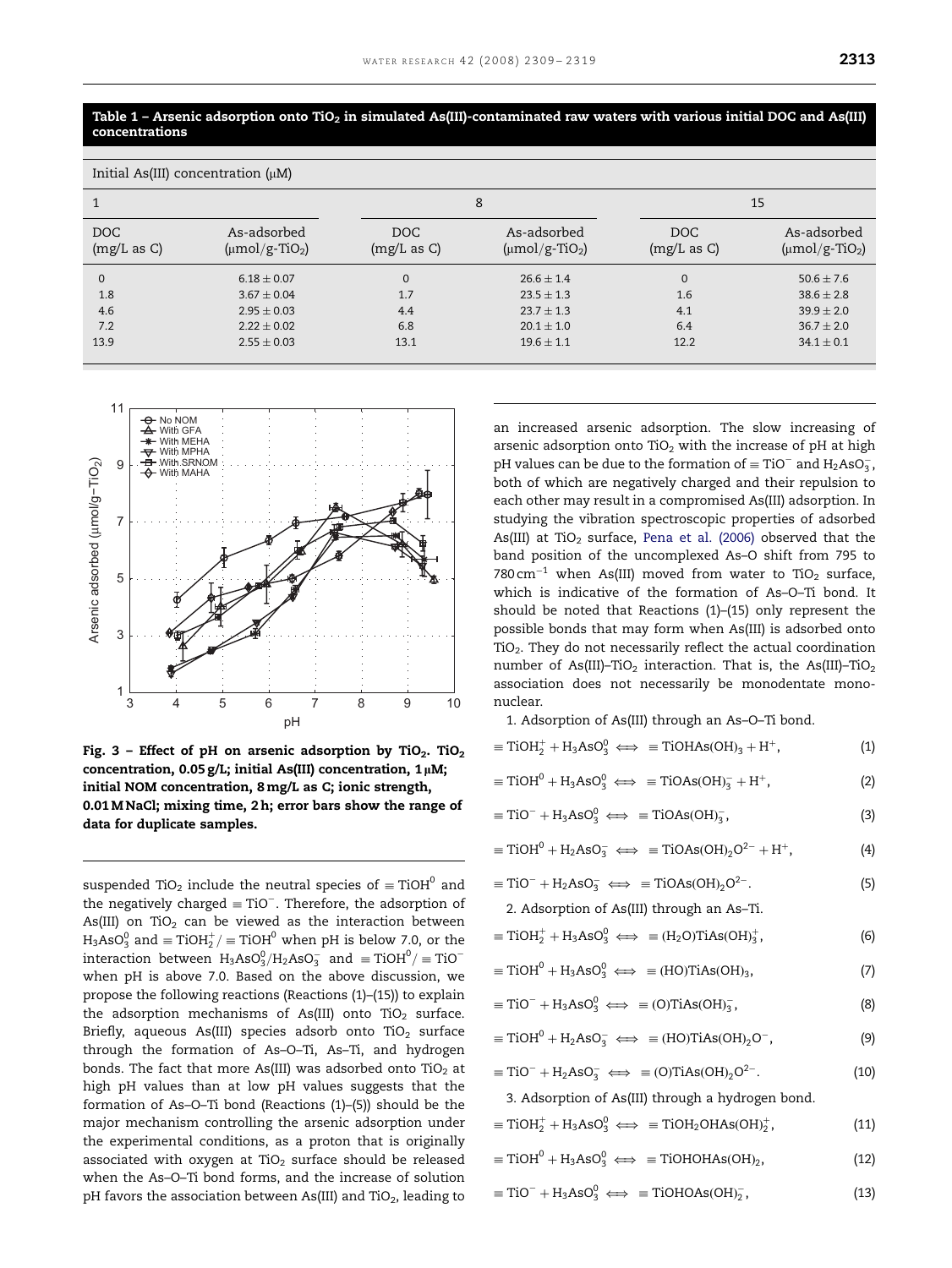**Table 1 – Arsenic adsorption onto $TiO_2$ in simulated As(III)-contaminated raw waters with various initial DOC and As(III) concentrations**

| Initial As(III) concentration (μM) | | | | | |
|---|---|---|---|---|---|
| 1 | | 8 | | 15 | |
| DOC (mg/L as C) | As-adsorbed (μmol/g-$TiO_2$) | DOC (mg/L as C) | As-adsorbed (μmol/g-$TiO_2$) | DOC (mg/L as C) | As-adsorbed (μmol/g-$TiO_2$) |
| 0 | 6.18 ± 0.07 | 0 | 26.6 ± 1.4 | 0 | 50.6 ± 7.6 |
| 1.8 | 3.67 ± 0.04 | 1.7 | 23.5 ± 1.3 | 1.6 | 38.6 ± 2.8 |
| 4.6 | 2.95 ± 0.03 | 4.4 | 23.7 ± 1.3 | 4.1 | 39.9 ± 2.0 |
| 7.2 | 2.22 ± 0.02 | 6.8 | 20.1 ± 1.0 | 6.4 | 36.7 ± 2.0 |
| 13.9 | 2.55 ± 0.03 | 13.1 | 19.6 ± 1.1 | 12.2 | 34.1 ± 0.1 |

Fig. 3 – Effect of pH on arsenic adsorption by $TiO_2$. $TiO_2$ concentration, 0.05 g/L; initial As(III) concentration, 1 μM; initial NOM concentration, 8 mg/L as C; ionic strength, 0.01 M NaCl; mixing time, 2 h; error bars show the range of data for duplicate samples.

suspended $TiO_2$ include the neutral species of $\equiv TiOH^0$ and the negatively charged $\equiv TiO^-$. Therefore, the adsorption of As(III) on $TiO_2$ can be viewed as the interaction between $H_3AsO_3^0$ and $\equiv TiOH_2^+/\equiv TiOH^0$ when pH is below 7.0, or the interaction between $H_3AsO_3^0/H_2AsO_3^-$ and $\equiv TiOH^0/\equiv TiO^-$ when pH is above 7.0. Based on the above discussion, we propose the following reactions (Reactions (1)–(15)) to explain the adsorption mechanisms of As(III) onto $TiO_2$ surface. Briefly, aqueous As(III) species adsorb onto $TiO_2$ surface through the formation of As–O–Ti, As–Ti, and hydrogen bonds. The fact that more As(III) was adsorbed onto $TiO_2$ at high pH values than at low pH values suggests that the formation of As–O–Ti bond (Reactions (1)–(5)) should be the major mechanism controlling the arsenic adsorption under the experimental conditions, as a proton that is originally associated with oxygen at $TiO_2$ surface should be released when the As–O–Ti bond forms, and the increase of solution pH favors the association between As(III) and $TiO_2$, leading to an increased arsenic adsorption. The slow increasing of arsenic adsorption onto $TiO_2$ with the increase of pH at high pH values can be due to the formation of $\equiv TiO^-$ and $H_2AsO_3^-$, both of which are negatively charged and their repulsion to each other may result in a compromised As(III) adsorption. In studying the vibration spectroscopic properties of adsorbed As(III) at $TiO_2$ surface, Pena et al. (2006) observed that the band position of the uncomplexed As–O shift from 795 to 780 $cm^{-1}$ when As(III) moved from water to $TiO_2$ surface, which is indicative of the formation of As–O–Ti bond. It should be noted that Reactions (1)–(15) only represent the possible bonds that may form when As(III) is adsorbed onto $TiO_2$. They do not necessarily reflect the actual coordination number of As(III)–$TiO_2$ interaction. That is, the As(III)–$TiO_2$ association does not necessarily be monodentate mononuclear.

1. Adsorption of As(III) through an As–O–Ti bond.

$$\equiv TiOH_2^+ + H_3AsO_3^0 \iff \equiv TiOHAs(OH)_3 + H^+, \tag{1}$$

$$\equiv TiOH^0 + H_3AsO_3^0 \iff \equiv TiOAs(OH)_3^- + H^+, \tag{2}$$

$$\equiv TiO^- + H_3AsO_3^0 \iff \equiv TiOAs(OH)_3^-, \tag{3}$$

$$\equiv TiOH^0 + H_2AsO_3^- \iff \equiv TiOAs(OH)_2O^{2-} + H^+, \tag{4}$$

$$\equiv TiO^- + H_2AsO_3^- \iff \equiv TiOAs(OH)_2O^{2-}. \tag{5}$$

2. Adsorption of As(III) through an As–Ti.

$$\equiv TiOH_2^+ + H_3AsO_3^0 \iff \equiv (H_2O)TiAs(OH)_3^+, \tag{6}$$

$$\equiv TiOH^0 + H_3AsO_3^0 \iff \equiv (HO)TiAs(OH)_3, \tag{7}$$

$$\equiv TiO^- + H_3AsO_3^0 \iff \equiv (O)TiAs(OH)_3^-, \tag{8}$$

$$\equiv TiOH^0 + H_2AsO_3^- \iff \equiv (HO)TiAs(OH)_2O^-, \tag{9}$$

$$\equiv TiO^- + H_2AsO_3^- \iff \equiv (O)TiAs(OH)_2O^{2-}. \tag{10}$$

3. Adsorption of As(III) through a hydrogen bond.

$$\equiv TiOH_2^+ + H_3AsO_3^0 \iff \equiv TiOH_2OHAs(OH)_2^+, \tag{11}$$

$$\equiv TiOH^0 + H_3AsO_3^0 \iff \equiv TiOHOHAs(OH)_2, \tag{12}$$

$$\equiv TiO^- + H_3AsO_3^0 \iff \equiv TiOHOAs(OH)_2^-, \tag{13}$$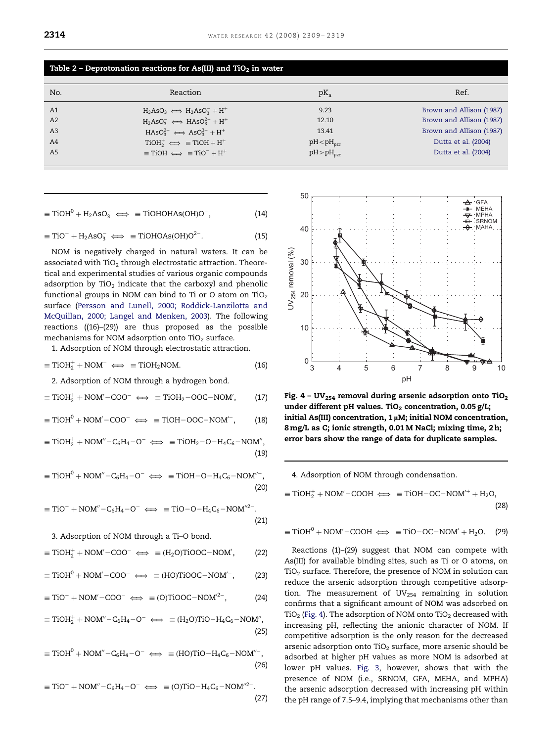**Table 2 – Deprotonation reactions for As(III) and $TiO_2$ in water**

| No. | Reaction | $pK_a$ | Ref. |
| --- | --- | --- | --- |
| A1 | $H_3AsO_3 \Longleftrightarrow H_2AsO_3^- + H^+$ | 9.23 | Brown and Allison (1987) |
| A2 | $H_2AsO_3^- \Longleftrightarrow HAsO_3^{2-} + H^+$ | 12.10 | Brown and Allison (1987) |
| A3 | $HAsO_3^{2-} \Longleftrightarrow AsO_3^{3-} + H^+$ | 13.41 | Brown and Allison (1987) |
| A4 | $TiOH_2^+ \Longleftrightarrow \equiv TiOH + H^+$ | $pH < pH_{pzc}$ | Dutta et al. (2004) |
| A5 | $\equiv TiOH \Longleftrightarrow \equiv TiO^- + H^+$ | $pH > pH_{pzc}$ | Dutta et al. (2004) |

$$\equiv TiOH^0 + H_2AsO_3^- \Longleftrightarrow \equiv TiOHOHAs(OH)O^-, \tag{14}$$

$$\equiv TiO^- + H_2AsO_3^- \Longleftrightarrow \equiv TiOHOAs(OH)O^{2-}. \tag{15}$$

NOM is negatively charged in natural waters. It can be associated with $TiO_2$ through electrostatic attraction. Theoretical and experimental studies of various organic compounds adsorption by $TiO_2$ indicate that the carboxyl and phenolic functional groups in NOM can bind to Ti or O atom on $TiO_2$ surface (Persson and Lunell, 2000; Roddick-Lanzilotta and McQuillan, 2000; Langel and Menken, 2003). The following reactions ((16)–(29)) are thus proposed as the possible mechanisms for NOM adsorption onto $TiO_2$ surface.

1. Adsorption of NOM through electrostatic attraction.

$$\equiv TiOH_2^+ + NOM^- \Longleftrightarrow \equiv TiOH_2NOM. \tag{16}$$

2. Adsorption of NOM through a hydrogen bond.

$$\equiv TiOH_2^+ + NOM'{-}COO^- \Longleftrightarrow \equiv TiOH_2{-}OOC{-}NOM', \tag{17}$$

$$\equiv TiOH^0 + NOM'{-}COO^- \Longleftrightarrow \equiv TiOH{-}OOC{-}NOM'^-, \tag{18}$$

$$\equiv TiOH_2^+ + NOM''{-}C_6H_4{-}O^- \Longleftrightarrow \equiv TiOH_2{-}O{-}H_4C_6{-}NOM'', \tag{19}$$

$$\equiv TiOH^0 + NOM''{-}C_6H_4{-}O^- \Longleftrightarrow \equiv TiOH{-}O{-}H_4C_6{-}NOM''^-, \tag{20}$$

$$\equiv TiO^- + NOM''{-}C_6H_4{-}O^- \Longleftrightarrow \equiv TiO{-}O{-}H_4C_6{-}NOM''^{2-}. \tag{21}$$

3. Adsorption of NOM through a Ti–O bond.

$$\equiv TiOH_2^+ + NOM'{-}COO^- \Longleftrightarrow \equiv (H_2O)TiOOC{-}NOM', \tag{22}$$

$$\equiv TiOH^0 + NOM'{-}COO^- \Longleftrightarrow \equiv (HO)TiOOC{-}NOM'^-, \tag{23}$$

$$\equiv TiO^- + NOM'{-}COO^- \Longleftrightarrow \equiv (O)TiOOC{-}NOM'^{2-}, \tag{24}$$

$$\equiv TiOH_2^+ + NOM''{-}C_6H_4{-}O^- \Longleftrightarrow \equiv (H_2O)TiO{-}H_4C_6{-}NOM'', \tag{25}$$

$$\equiv TiOH^0 + NOM''{-}C_6H_4{-}O^- \Longleftrightarrow \equiv (HO)TiO{-}H_4C_6{-}NOM''^-, \tag{26}$$

$$\equiv TiO^- + NOM''{-}C_6H_4{-}O^- \Longleftrightarrow \equiv (O)TiO{-}H_4C_6{-}NOM''^{2-}. \tag{27}$$

**Fig. 4 – $UV_{254}$ removal during arsenic adsorption onto $TiO_2$ under different pH values. $TiO_2$ concentration, 0.05 g/L; initial As(III) concentration, 1 μM; initial NOM concentration, 8 mg/L as C; ionic strength, 0.01 M NaCl; mixing time, 2 h; error bars show the range of data for duplicate samples.**

4. Adsorption of NOM through condensation.

$$\equiv TiOH_2^+ + NOM'{-}COOH \Longleftrightarrow \equiv TiOH{-}OC{-}NOM'^+ + H_2O, \tag{28}$$

$$\equiv TiOH^0 + NOM'{-}COOH \Longleftrightarrow \equiv TiO{-}OC{-}NOM' + H_2O. \tag{29}$$

Reactions (1)–(29) suggest that NOM can compete with As(III) for available binding sites, such as Ti or O atoms, on $TiO_2$ surface. Therefore, the presence of NOM in solution can reduce the arsenic adsorption through competitive adsorption. The measurement of $UV_{254}$ remaining in solution confirms that a significant amount of NOM was adsorbed on $TiO_2$ (Fig. 4). The adsorption of NOM onto $TiO_2$ decreased with increasing pH, reflecting the anionic character of NOM. If competitive adsorption is the only reason for the decreased arsenic adsorption onto $TiO_2$ surface, more arsenic should be adsorbed at higher pH values as more NOM is adsorbed at lower pH values. Fig. 3, however, shows that with the presence of NOM (i.e., SRNOM, GFA, MEHA, and MPHA) the arsenic adsorption decreased with increasing pH within the pH range of 7.5–9.4, implying that mechanisms other than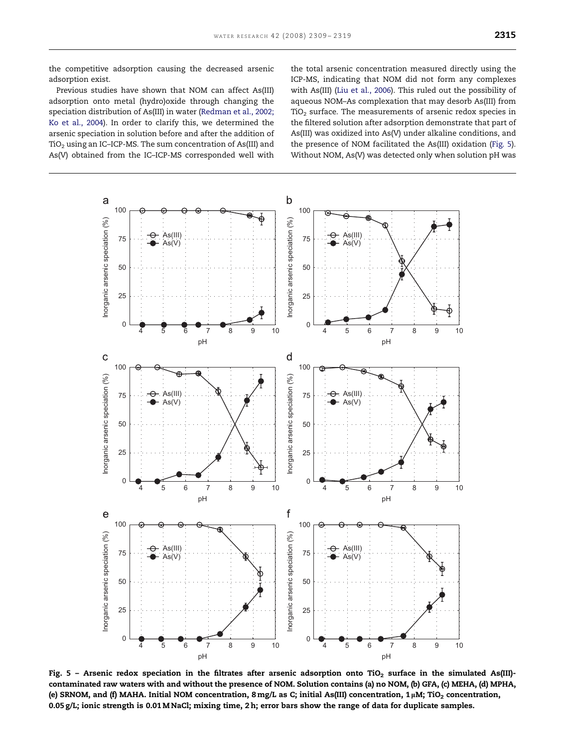the competitive adsorption causing the decreased arsenic adsorption exist.

Previous studies have shown that NOM can affect As(III) adsorption onto metal (hydro)oxide through changing the speciation distribution of As(III) in water (Redman et al., 2002; Ko et al., 2004). In order to clarify this, we determined the arsenic speciation in solution before and after the addition of $TiO_2$ using an IC–ICP-MS. The sum concentration of As(III) and As(V) obtained from the IC–ICP-MS corresponded well with the total arsenic concentration measured directly using the ICP-MS, indicating that NOM did not form any complexes with As(III) (Liu et al., 2006). This ruled out the possibility of aqueous NOM–As complexation that may desorb As(III) from $TiO_2$ surface. The measurements of arsenic redox species in the filtered solution after adsorption demonstrate that part of As(III) was oxidized into As(V) under alkaline conditions, and the presence of NOM facilitated the As(III) oxidation (Fig. 5). Without NOM, As(V) was detected only when solution pH was

**Fig. 5 – Arsenic redox speciation in the filtrates after arsenic adsorption onto $TiO_2$ surface in the simulated As(III)-contaminated raw waters with and without the presence of NOM. Solution contains (a) no NOM, (b) GFA, (c) MEHA, (d) MPHA, (e) SRNOM, and (f) MAHA. Initial NOM concentration, 8 mg/L as C; initial As(III) concentration, 1 μM; $TiO_2$ concentration, 0.05 g/L; ionic strength is 0.01 M NaCl; mixing time, 2 h; error bars show the range of data for duplicate samples.**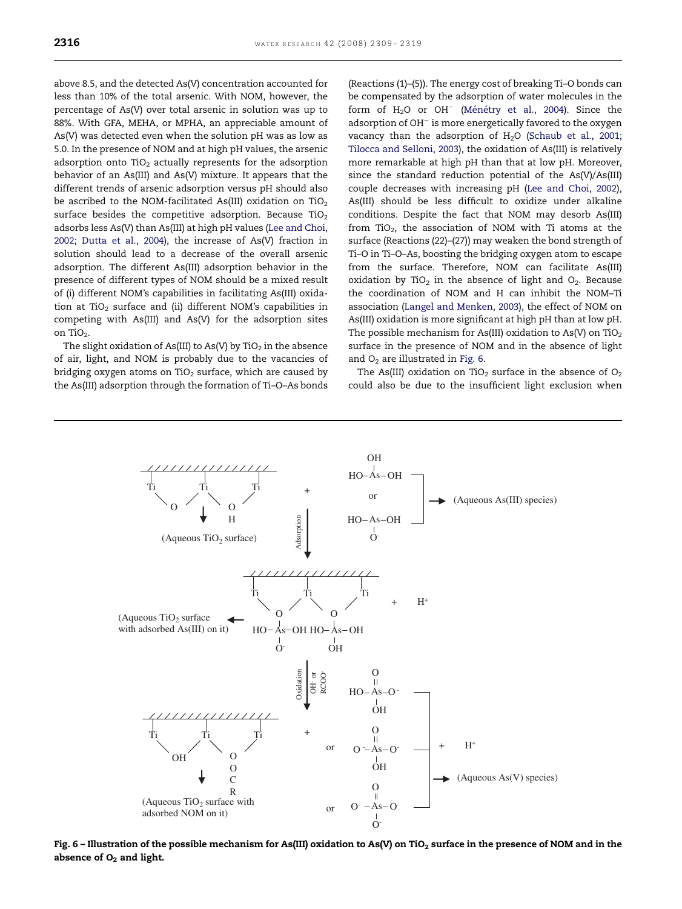above 8.5, and the detected As(V) concentration accounted for less than 10% of the total arsenic. With NOM, however, the percentage of As(V) over total arsenic in solution was up to 88%. With GFA, MEHA, or MPHA, an appreciable amount of As(V) was detected even when the solution pH was as low as 5.0. In the presence of NOM and at high pH values, the arsenic adsorption onto $TiO_2$ actually represents for the adsorption behavior of an As(III) and As(V) mixture. It appears that the different trends of arsenic adsorption versus pH should also be ascribed to the NOM-facilitated As(III) oxidation on $TiO_2$ surface besides the competitive adsorption. Because $TiO_2$ adsorbs less As(V) than As(III) at high pH values (Lee and Choi, 2002; Dutta et al., 2004), the increase of As(V) fraction in solution should lead to a decrease of the overall arsenic adsorption. The different As(III) adsorption behavior in the presence of different types of NOM should be a mixed result of (i) different NOM's capabilities in facilitating As(III) oxidation at $TiO_2$ surface and (ii) different NOM's capabilities in competing with As(III) and As(V) for the adsorption sites on $TiO_2$.

The slight oxidation of As(III) to As(V) by $TiO_2$ in the absence of air, light, and NOM is probably due to the vacancies of bridging oxygen atoms on $TiO_2$ surface, which are caused by the As(III) adsorption through the formation of Ti–O–As bonds (Reactions (1)–(5)). The energy cost of breaking Ti–O bonds can be compensated by the adsorption of water molecules in the form of $H_2O$ or $OH^-$ (Ménétry et al., 2004). Since the adsorption of $OH^-$ is more energetically favored to the oxygen vacancy than the adsorption of $H_2O$ (Schaub et al., 2001; Tilocca and Selloni, 2003), the oxidation of As(III) is relatively more remarkable at high pH than that at low pH. Moreover, since the standard reduction potential of the As(V)/As(III) couple decreases with increasing pH (Lee and Choi, 2002), As(III) should be less difficult to oxidize under alkaline conditions. Despite the fact that NOM may desorb As(III) from $TiO_2$, the association of NOM with Ti atoms at the surface (Reactions (22)–(27)) may weaken the bond strength of Ti–O in Ti–O–As, boosting the bridging oxygen atom to escape from the surface. Therefore, NOM can facilitate As(III) oxidation by $TiO_2$ in the absence of light and $O_2$. Because the coordination of NOM and H can inhibit the NOM–Ti association (Langel and Menken, 2003), the effect of NOM on As(III) oxidation is more significant at high pH than at low pH. The possible mechanism for As(III) oxidation to As(V) on $TiO_2$ surface in the presence of NOM and in the absence of light and $O_2$ are illustrated in Fig. 6.

The As(III) oxidation on $TiO_2$ surface in the absence of $O_2$ could also be due to the insufficient light exclusion when

**Fig. 6 – Illustration of the possible mechanism for As(III) oxidation to As(V) on $TiO_2$ surface in the presence of NOM and in the absence of $O_2$ and light.**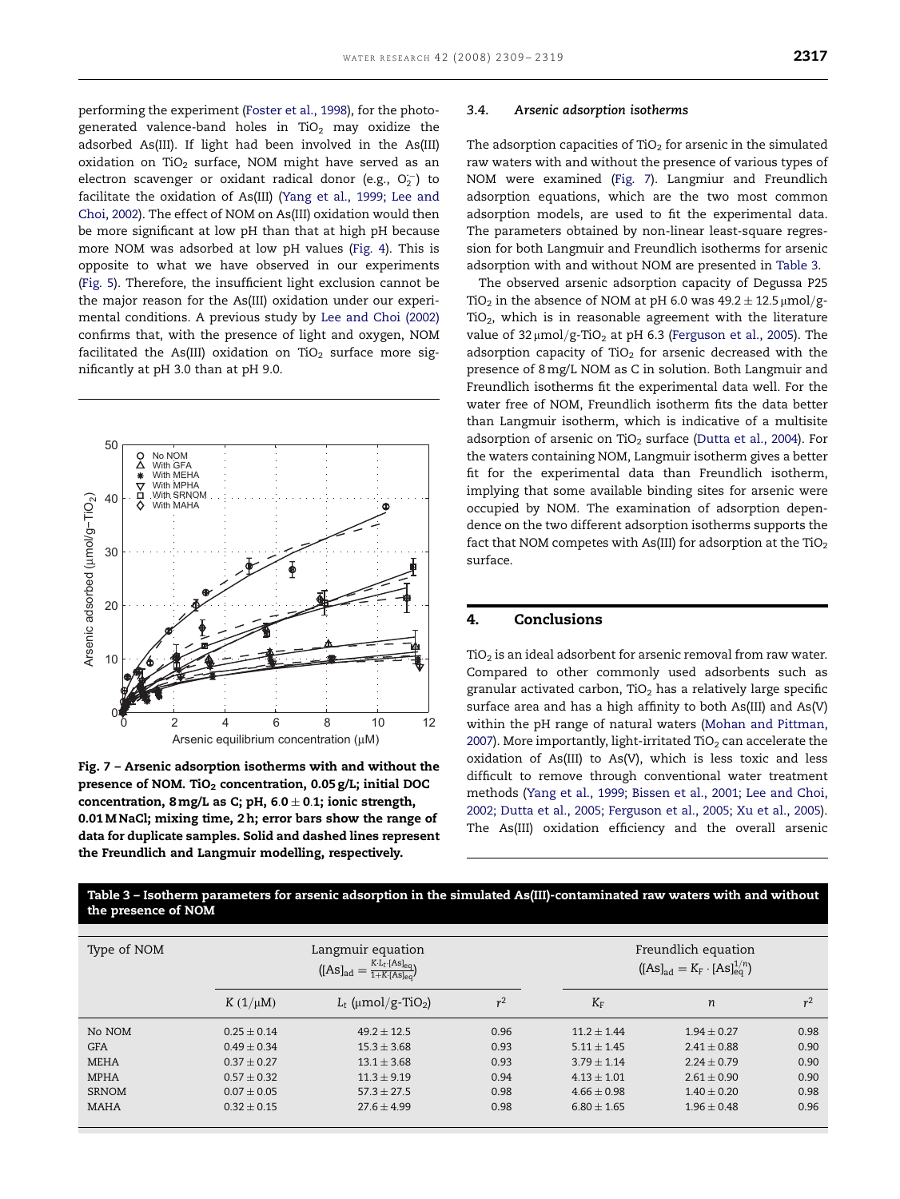performing the experiment (Foster et al., 1998), for the photo-generated valence-band holes in $TiO_2$ may oxidize the adsorbed As(III). If light had been involved in the As(III) oxidation on $TiO_2$ surface, NOM might have served as an electron scavenger or oxidant radical donor (e.g., $O_2^{\cdot-}$) to facilitate the oxidation of As(III) (Yang et al., 1999; Lee and Choi, 2002). The effect of NOM on As(III) oxidation would then be more significant at low pH than that at high pH because more NOM was adsorbed at low pH values (Fig. 4). This is opposite to what we have observed in our experiments (Fig. 5). Therefore, the insufficient light exclusion cannot be the major reason for the As(III) oxidation under our experimental conditions. A previous study by Lee and Choi (2002) confirms that, with the presence of light and oxygen, NOM facilitated the As(III) oxidation on $TiO_2$ surface more significantly at pH 3.0 than at pH 9.0.

**Fig. 7 – Arsenic adsorption isotherms with and without the presence of NOM. $TiO_2$ concentration, 0.05 g/L; initial DOC concentration, 8 mg/L as C; pH, 6.0 ± 0.1; ionic strength, 0.01 M NaCl; mixing time, 2 h; error bars show the range of data for duplicate samples. Solid and dashed lines represent the Freundlich and Langmuir modelling, respectively.**

### 3.4. *Arsenic adsorption isotherms*

The adsorption capacities of $TiO_2$ for arsenic in the simulated raw waters with and without the presence of various types of NOM were examined (Fig. 7). Langmiur and Freundlich adsorption equations, which are the two most common adsorption models, are used to fit the experimental data. The parameters obtained by non-linear least-square regression for both Langmuir and Freundlich isotherms for arsenic adsorption with and without NOM are presented in Table 3.

The observed arsenic adsorption capacity of Degussa P25 $TiO_2$ in the absence of NOM at pH 6.0 was 49.2 ± 12.5 μmol/g-$TiO_2$, which is in reasonable agreement with the literature value of 32 μmol/g-$TiO_2$ at pH 6.3 (Ferguson et al., 2005). The adsorption capacity of $TiO_2$ for arsenic decreased with the presence of 8 mg/L NOM as C in solution. Both Langmuir and Freundlich isotherms fit the experimental data well. For the water free of NOM, Freundlich isotherm fits the data better than Langmuir isotherm, which is indicative of a multisite adsorption of arsenic on $TiO_2$ surface (Dutta et al., 2004). For the waters containing NOM, Langmuir isotherm gives a better fit for the experimental data than Freundlich isotherm, implying that some available binding sites for arsenic were occupied by NOM. The examination of adsorption dependence on the two different adsorption isotherms supports the fact that NOM competes with As(III) for adsorption at the $TiO_2$ surface.

## 4. Conclusions

$TiO_2$ is an ideal adsorbent for arsenic removal from raw water. Compared to other commonly used adsorbents such as granular activated carbon, $TiO_2$ has a relatively large specific surface area and has a high affinity to both As(III) and As(V) within the pH range of natural waters (Mohan and Pittman, 2007). More importantly, light-irritated $TiO_2$ can accelerate the oxidation of As(III) to As(V), which is less toxic and less difficult to remove through conventional water treatment methods (Yang et al., 1999; Bissen et al., 2001; Lee and Choi, 2002; Dutta et al., 2005; Ferguson et al., 2005; Xu et al., 2005). The As(III) oxidation efficiency and the overall arsenic

**Table 3 – Isotherm parameters for arsenic adsorption in the simulated As(III)-contaminated raw waters with and without the presence of NOM**

| Type of NOM | Langmuir equation ($[As]_{ad} = \frac{K \cdot L_t \cdot [As]_{eq}}{1+K \cdot [As]_{eq}}$) | | | Freundlich equation ($[As]_{ad} = K_F \cdot [As]_{eq}^{1/n}$) | | |
|---|---|---|---|---|---|---|
| | $K$ (1/μM) | $L_t$ (μmol/g-$TiO_2$) | $r^2$ | $K_F$ | $n$ | $r^2$ |
| No NOM | 0.25 ± 0.14 | 49.2 ± 12.5 | 0.96 | 11.2 ± 1.44 | 1.94 ± 0.27 | 0.98 |
| GFA | 0.49 ± 0.34 | 15.3 ± 3.68 | 0.93 | 5.11 ± 1.45 | 2.41 ± 0.88 | 0.90 |
| MEHA | 0.37 ± 0.27 | 13.1 ± 3.68 | 0.93 | 3.79 ± 1.14 | 2.24 ± 0.79 | 0.90 |
| MPHA | 0.57 ± 0.32 | 11.3 ± 9.19 | 0.94 | 4.13 ± 1.01 | 2.61 ± 0.90 | 0.90 |
| SRNOM | 0.07 ± 0.05 | 57.3 ± 27.5 | 0.98 | 4.66 ± 0.98 | 1.40 ± 0.20 | 0.98 |
| MAHA | 0.32 ± 0.15 | 27.6 ± 4.99 | 0.98 | 6.80 ± 1.65 | 1.96 ± 0.48 | 0.96 |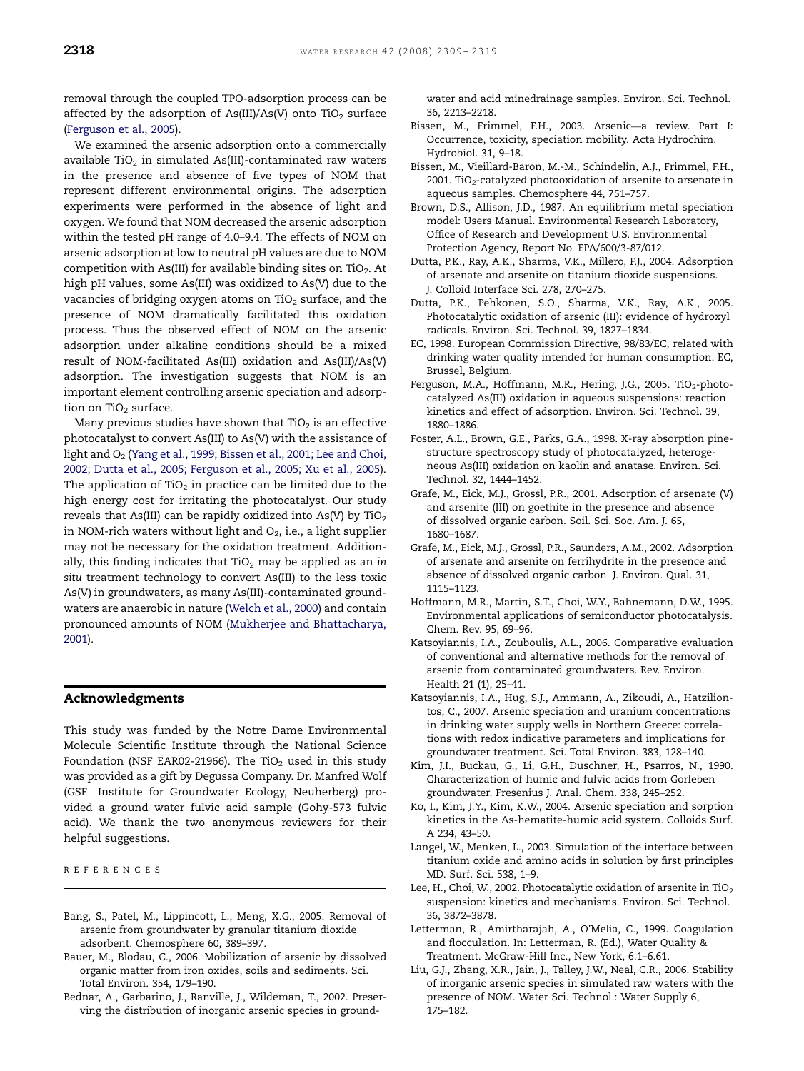removal through the coupled TPO-adsorption process can be affected by the adsorption of As(III)/As(V) onto $TiO_2$ surface (Ferguson et al., 2005).

We examined the arsenic adsorption onto a commercially available $TiO_2$ in simulated As(III)-contaminated raw waters in the presence and absence of five types of NOM that represent different environmental origins. The adsorption experiments were performed in the absence of light and oxygen. We found that NOM decreased the arsenic adsorption within the tested pH range of 4.0–9.4. The effects of NOM on arsenic adsorption at low to neutral pH values are due to NOM competition with As(III) for available binding sites on $TiO_2$. At high pH values, some As(III) was oxidized to As(V) due to the vacancies of bridging oxygen atoms on $TiO_2$ surface, and the presence of NOM dramatically facilitated this oxidation process. Thus the observed effect of NOM on the arsenic adsorption under alkaline conditions should be a mixed result of NOM-facilitated As(III) oxidation and As(III)/As(V) adsorption. The investigation suggests that NOM is an important element controlling arsenic speciation and adsorption on $TiO_2$ surface.

Many previous studies have shown that $TiO_2$ is an effective photocatalyst to convert As(III) to As(V) with the assistance of light and $O_2$ (Yang et al., 1999; Bissen et al., 2001; Lee and Choi, 2002; Dutta et al., 2005; Ferguson et al., 2005; Xu et al., 2005). The application of $TiO_2$ in practice can be limited due to the high energy cost for irritating the photocatalyst. Our study reveals that As(III) can be rapidly oxidized into As(V) by $TiO_2$ in NOM-rich waters without light and $O_2$, i.e., a light supplier may not be necessary for the oxidation treatment. Additionally, this finding indicates that $TiO_2$ may be applied as an *in situ* treatment technology to convert As(III) to the less toxic As(V) in groundwaters, as many As(III)-contaminated groundwaters are anaerobic in nature (Welch et al., 2000) and contain pronounced amounts of NOM (Mukherjee and Bhattacharya, 2001).

## Acknowledgments

This study was funded by the Notre Dame Environmental Molecule Scientific Institute through the National Science Foundation (NSF EAR02-21966). The $TiO_2$ used in this study was provided as a gift by Degussa Company. Dr. Manfred Wolf (GSF—Institute for Groundwater Ecology, Neuherberg) provided a ground water fulvic acid sample (Gohy-573 fulvic acid). We thank the two anonymous reviewers for their helpful suggestions.

## REFERENCES

Bang, S., Patel, M., Lippincott, L., Meng, X.G., 2005. Removal of arsenic from groundwater by granular titanium dioxide adsorbent. Chemosphere 60, 389–397.

Bauer, M., Blodau, C., 2006. Mobilization of arsenic by dissolved organic matter from iron oxides, soils and sediments. Sci. Total Environ. 354, 179–190.

Bednar, A., Garbarino, J., Ranville, J., Wildeman, T., 2002. Preserving the distribution of inorganic arsenic species in groundwater and acid minedrainage samples. Environ. Sci. Technol. 36, 2213–2218.

Bissen, M., Frimmel, F.H., 2003. Arsenic—a review. Part I: Occurrence, toxicity, speciation mobility. Acta Hydrochim. Hydrobiol. 31, 9–18.

Bissen, M., Vieillard-Baron, M.-M., Schindelin, A.J., Frimmel, F.H., 2001. $TiO_2$-catalyzed photooxidation of arsenite to arsenate in aqueous samples. Chemosphere 44, 751–757.

Brown, D.S., Allison, J.D., 1987. An equilibrium metal speciation model: Users Manual. Environmental Research Laboratory, Office of Research and Development U.S. Environmental Protection Agency, Report No. EPA/600/3-87/012.

Dutta, P.K., Ray, A.K., Sharma, V.K., Millero, F.J., 2004. Adsorption of arsenate and arsenite on titanium dioxide suspensions. J. Colloid Interface Sci. 278, 270–275.

Dutta, P.K., Pehkonen, S.O., Sharma, V.K., Ray, A.K., 2005. Photocatalytic oxidation of arsenic (III): evidence of hydroxyl radicals. Environ. Sci. Technol. 39, 1827–1834.

EC, 1998. European Commission Directive, 98/83/EC, related with drinking water quality intended for human consumption. EC, Brussel, Belgium.

Ferguson, M.A., Hoffmann, M.R., Hering, J.G., 2005. $TiO_2$-photocatalyzed As(III) oxidation in aqueous suspensions: reaction kinetics and effect of adsorption. Environ. Sci. Technol. 39, 1880–1886.

Foster, A.L., Brown, G.E., Parks, G.A., 1998. X-ray absorption pinestructure spectroscopy study of photocatalyzed, heterogeneous As(III) oxidation on kaolin and anatase. Environ. Sci. Technol. 32, 1444–1452.

Grafe, M., Eick, M.J., Grossl, P.R., 2001. Adsorption of arsenate (V) and arsenite (III) on goethite in the presence and absence of dissolved organic carbon. Soil. Sci. Soc. Am. J. 65, 1680–1687.

Grafe, M., Eick, M.J., Grossl, P.R., Saunders, A.M., 2002. Adsorption of arsenate and arsenite on ferrihydrite in the presence and absence of dissolved organic carbon. J. Environ. Qual. 31, 1115–1123.

Hoffmann, M.R., Martin, S.T., Choi, W.Y., Bahnemann, D.W., 1995. Environmental applications of semiconductor photocatalysis. Chem. Rev. 95, 69–96.

Katsoyiannis, I.A., Zouboulis, A.L., 2006. Comparative evaluation of conventional and alternative methods for the removal of arsenic from contaminated groundwaters. Rev. Environ. Health 21 (1), 25–41.

Katsoyiannis, I.A., Hug, S.J., Ammann, A., Zikoudi, A., Hatziliontos, C., 2007. Arsenic speciation and uranium concentrations in drinking water supply wells in Northern Greece: correlations with redox indicative parameters and implications for groundwater treatment. Sci. Total Environ. 383, 128–140.

Kim, J.I., Buckau, G., Li, G.H., Duschner, H., Psarros, N., 1990. Characterization of humic and fulvic acids from Gorleben groundwater. Fresenius J. Anal. Chem. 338, 245–252.

Ko, I., Kim, J.Y., Kim, K.W., 2004. Arsenic speciation and sorption kinetics in the As-hematite-humic acid system. Colloids Surf. A 234, 43–50.

Langel, W., Menken, L., 2003. Simulation of the interface between titanium oxide and amino acids in solution by first principles MD. Surf. Sci. 538, 1–9.

Lee, H., Choi, W., 2002. Photocatalytic oxidation of arsenite in $TiO_2$ suspension: kinetics and mechanisms. Environ. Sci. Technol. 36, 3872–3878.

Letterman, R., Amirtharajah, A., O'Melia, C., 1999. Coagulation and flocculation. In: Letterman, R. (Ed.), Water Quality & Treatment. McGraw-Hill Inc., New York, 6.1–6.61.

Liu, G.J., Zhang, X.R., Jain, J., Talley, J.W., Neal, C.R., 2006. Stability of inorganic arsenic species in simulated raw waters with the presence of NOM. Water Sci. Technol.: Water Supply 6, 175–182.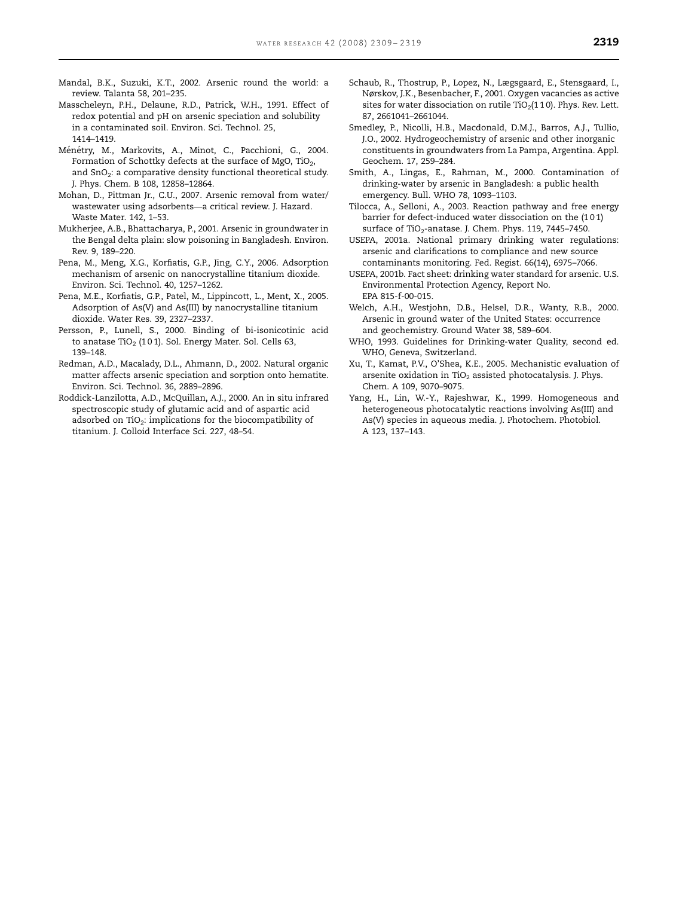Mandal, B.K., Suzuki, K.T., 2002. Arsenic round the world: a review. Talanta 58, 201–235.

Masscheleyn, P.H., Delaune, R.D., Patrick, W.H., 1991. Effect of redox potential and pH on arsenic speciation and solubility in a contaminated soil. Environ. Sci. Technol. 25, 1414–1419.

Ménétry, M., Markovits, A., Minot, C., Pacchioni, G., 2004. Formation of Schottky defects at the surface of MgO, $TiO_2$, and $SnO_2$: a comparative density functional theoretical study. J. Phys. Chem. B 108, 12858–12864.

Mohan, D., Pittman Jr., C.U., 2007. Arsenic removal from water/wastewater using adsorbents—a critical review. J. Hazard. Waste Mater. 142, 1–53.

Mukherjee, A.B., Bhattacharya, P., 2001. Arsenic in groundwater in the Bengal delta plain: slow poisoning in Bangladesh. Environ. Rev. 9, 189–220.

Pena, M., Meng, X.G., Korfiatis, G.P., Jing, C.Y., 2006. Adsorption mechanism of arsenic on nanocrystalline titanium dioxide. Environ. Sci. Technol. 40, 1257–1262.

Pena, M.E., Korfiatis, G.P., Patel, M., Lippincott, L., Ment, X., 2005. Adsorption of As(V) and As(III) by nanocrystalline titanium dioxide. Water Res. 39, 2327–2337.

Persson, P., Lunell, S., 2000. Binding of bi-isonicotinic acid to anatase $TiO_2$ (1 0 1). Sol. Energy Mater. Sol. Cells 63, 139–148.

Redman, A.D., Macalady, D.L., Ahmann, D., 2002. Natural organic matter affects arsenic speciation and sorption onto hematite. Environ. Sci. Technol. 36, 2889–2896.

Roddick-Lanzilotta, A.D., McQuillan, A.J., 2000. An in situ infrared spectroscopic study of glutamic acid and of aspartic acid adsorbed on $TiO_2$: implications for the biocompatibility of titanium. J. Colloid Interface Sci. 227, 48–54.

Schaub, R., Thostrup, P., Lopez, N., Lægsgaard, E., Stensgaard, I., Nørskov, J.K., Besenbacher, F., 2001. Oxygen vacancies as active sites for water dissociation on rutile $TiO_2$(1 1 0). Phys. Rev. Lett. 87, 2661041–2661044.

Smedley, P., Nicolli, H.B., Macdonald, D.M.J., Barros, A.J., Tullio, J.O., 2002. Hydrogeochemistry of arsenic and other inorganic constituents in groundwaters from La Pampa, Argentina. Appl. Geochem. 17, 259–284.

Smith, A., Lingas, E., Rahman, M., 2000. Contamination of drinking-water by arsenic in Bangladesh: a public health emergency. Bull. WHO 78, 1093–1103.

Tilocca, A., Selloni, A., 2003. Reaction pathway and free energy barrier for defect-induced water dissociation on the (1 0 1) surface of $TiO_2$-anatase. J. Chem. Phys. 119, 7445–7450.

USEPA, 2001a. National primary drinking water regulations: arsenic and clarifications to compliance and new source contaminants monitoring. Fed. Regist. 66(14), 6975–7066.

USEPA, 2001b. Fact sheet: drinking water standard for arsenic. U.S. Environmental Protection Agency, Report No. EPA 815-f-00-015.

Welch, A.H., Westjohn, D.B., Helsel, D.R., Wanty, R.B., 2000. Arsenic in ground water of the United States: occurrence and geochemistry. Ground Water 38, 589–604.

WHO, 1993. Guidelines for Drinking-water Quality, second ed. WHO, Geneva, Switzerland.

Xu, T., Kamat, P.V., O'Shea, K.E., 2005. Mechanistic evaluation of arsenite oxidation in $TiO_2$ assisted photocatalysis. J. Phys. Chem. A 109, 9070–9075.

Yang, H., Lin, W.-Y., Rajeshwar, K., 1999. Homogeneous and heterogeneous photocatalytic reactions involving As(III) and As(V) species in aqueous media. J. Photochem. Photobiol. A 123, 137–143.